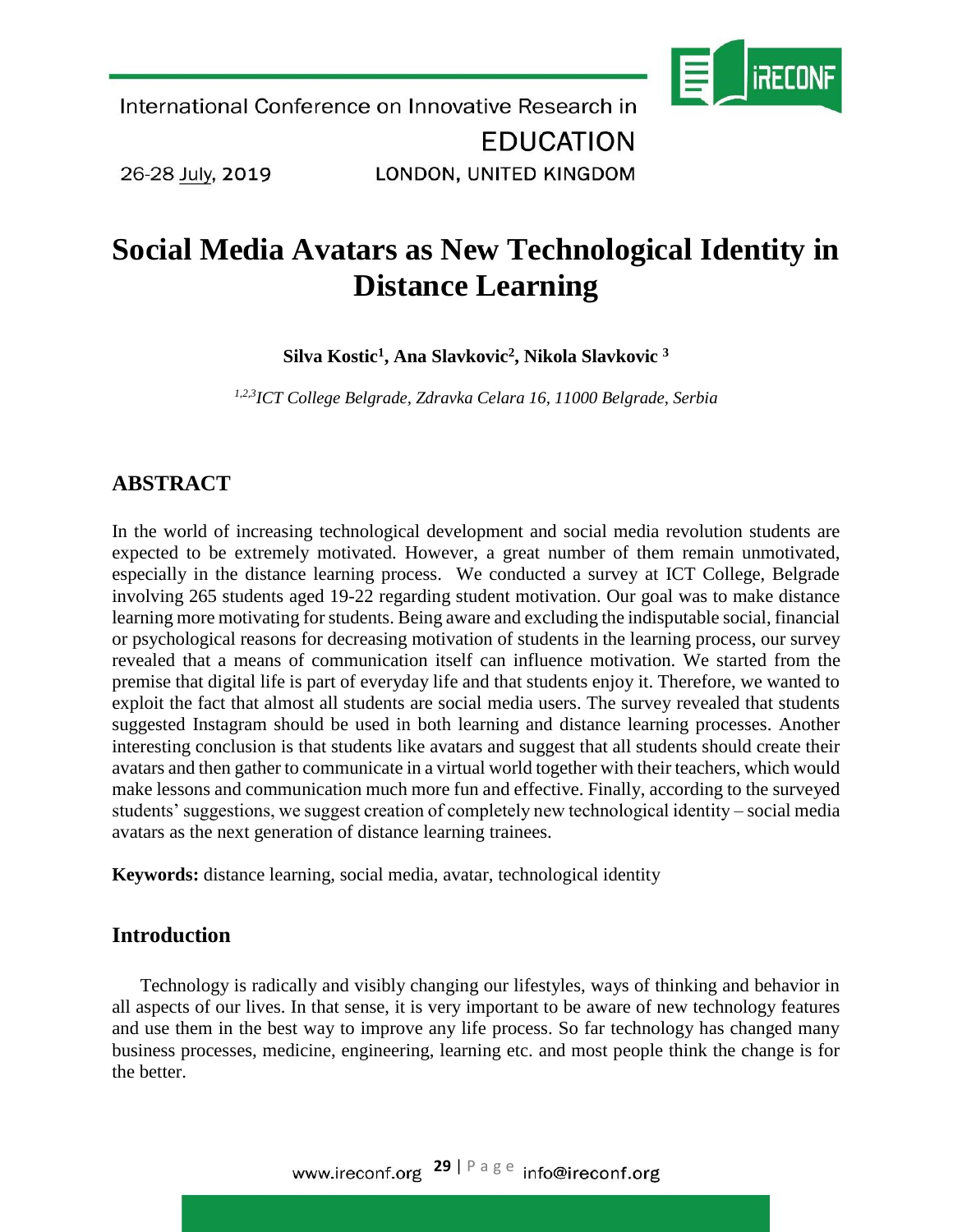# Social Media Avatars as New Technological Identity in Distance Learning

**Silva Kostic[1], Ana Slavkovic[2], Nikola Slavkovic [3]**

*[1,2,3]ICT College Belgrade, Zdravka Celara 16, 11000 Belgrade, Serbia*

## ABSTRACT

In the world of increasing technological development and social media revolution students are expected to be extremely motivated. However, a great number of them remain unmotivated, especially in the distance learning process. We conducted a survey at ICT College, Belgrade involving 265 students aged 19-22 regarding student motivation. Our goal was to make distance learning more motivating for students. Being aware and excluding the indisputable social, financial or psychological reasons for decreasing motivation of students in the learning process, our survey revealed that a means of communication itself can influence motivation. We started from the premise that digital life is part of everyday life and that students enjoy it. Therefore, we wanted to exploit the fact that almost all students are social media users. The survey revealed that students suggested Instagram should be used in both learning and distance learning processes. Another interesting conclusion is that students like avatars and suggest that all students should create their avatars and then gather to communicate in a virtual world together with their teachers, which would make lessons and communication much more fun and effective. Finally, according to the surveyed students' suggestions, we suggest creation of completely new technological identity – social media avatars as the next generation of distance learning trainees.

**Keywords:** distance learning, social media, avatar, technological identity

## Introduction

Technology is radically and visibly changing our lifestyles, ways of thinking and behavior in all aspects of our lives. In that sense, it is very important to be aware of new technology features and use them in the best way to improve any life process. So far technology has changed many business processes, medicine, engineering, learning etc. and most people think the change is for the better.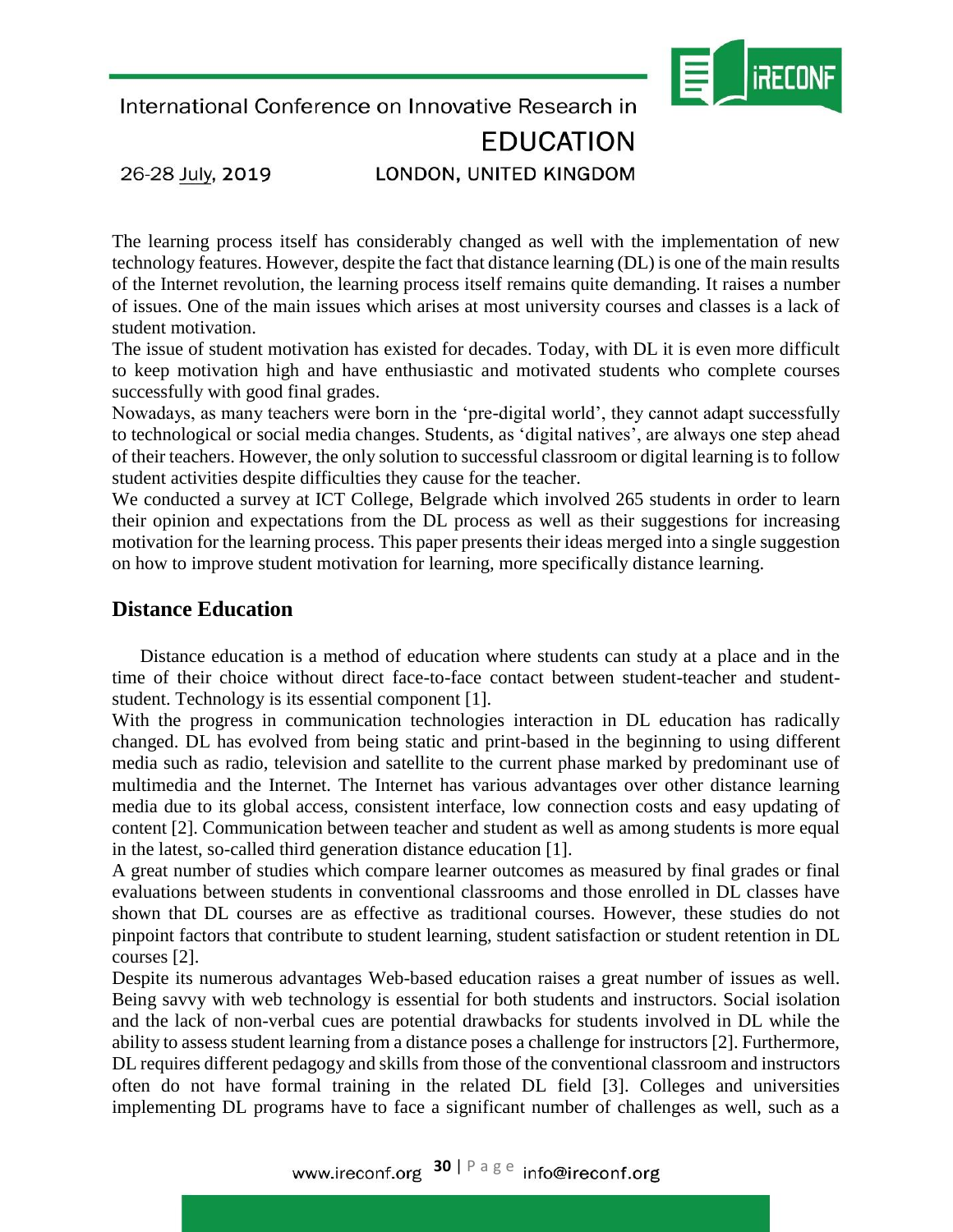The learning process itself has considerably changed as well with the implementation of new technology features. However, despite the fact that distance learning (DL) is one of the main results of the Internet revolution, the learning process itself remains quite demanding. It raises a number of issues. One of the main issues which arises at most university courses and classes is a lack of student motivation.

The issue of student motivation has existed for decades. Today, with DL it is even more difficult to keep motivation high and have enthusiastic and motivated students who complete courses successfully with good final grades.

Nowadays, as many teachers were born in the 'pre-digital world', they cannot adapt successfully to technological or social media changes. Students, as 'digital natives', are always one step ahead of their teachers. However, the only solution to successful classroom or digital learning is to follow student activities despite difficulties they cause for the teacher.

We conducted a survey at ICT College, Belgrade which involved 265 students in order to learn their opinion and expectations from the DL process as well as their suggestions for increasing motivation for the learning process. This paper presents their ideas merged into a single suggestion on how to improve student motivation for learning, more specifically distance learning.

## Distance Education

Distance education is a method of education where students can study at a place and in the time of their choice without direct face-to-face contact between student-teacher and student-student. Technology is its essential component [1].

With the progress in communication technologies interaction in DL education has radically changed. DL has evolved from being static and print-based in the beginning to using different media such as radio, television and satellite to the current phase marked by predominant use of multimedia and the Internet. The Internet has various advantages over other distance learning media due to its global access, consistent interface, low connection costs and easy updating of content [2]. Communication between teacher and student as well as among students is more equal in the latest, so-called third generation distance education [1].

A great number of studies which compare learner outcomes as measured by final grades or final evaluations between students in conventional classrooms and those enrolled in DL classes have shown that DL courses are as effective as traditional courses. However, these studies do not pinpoint factors that contribute to student learning, student satisfaction or student retention in DL courses [2].

Despite its numerous advantages Web-based education raises a great number of issues as well. Being savvy with web technology is essential for both students and instructors. Social isolation and the lack of non-verbal cues are potential drawbacks for students involved in DL while the ability to assess student learning from a distance poses a challenge for instructors [2]. Furthermore, DL requires different pedagogy and skills from those of the conventional classroom and instructors often do not have formal training in the related DL field [3]. Colleges and universities implementing DL programs have to face a significant number of challenges as well, such as a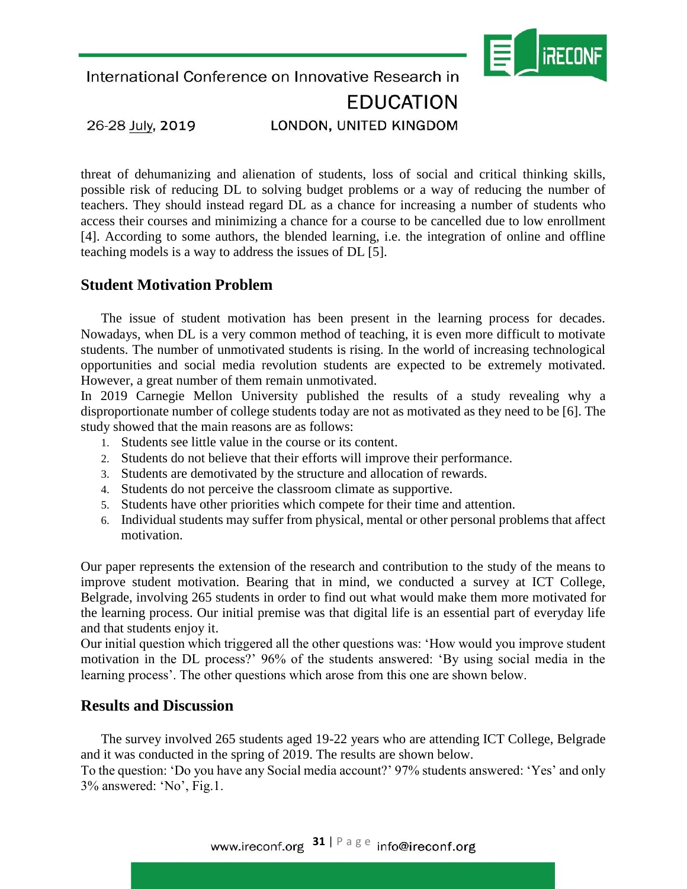threat of dehumanizing and alienation of students, loss of social and critical thinking skills, possible risk of reducing DL to solving budget problems or a way of reducing the number of teachers. They should instead regard DL as a chance for increasing a number of students who access their courses and minimizing a chance for a course to be cancelled due to low enrollment [4]. According to some authors, the blended learning, i.e. the integration of online and offline teaching models is a way to address the issues of DL [5].

## Student Motivation Problem

The issue of student motivation has been present in the learning process for decades. Nowadays, when DL is a very common method of teaching, it is even more difficult to motivate students. The number of unmotivated students is rising. In the world of increasing technological opportunities and social media revolution students are expected to be extremely motivated. However, a great number of them remain unmotivated.

In 2019 Carnegie Mellon University published the results of a study revealing why a disproportionate number of college students today are not as motivated as they need to be [6]. The study showed that the main reasons are as follows:

1. Students see little value in the course or its content.
2. Students do not believe that their efforts will improve their performance.
3. Students are demotivated by the structure and allocation of rewards.
4. Students do not perceive the classroom climate as supportive.
5. Students have other priorities which compete for their time and attention.
6. Individual students may suffer from physical, mental or other personal problems that affect motivation.

Our paper represents the extension of the research and contribution to the study of the means to improve student motivation. Bearing that in mind, we conducted a survey at ICT College, Belgrade, involving 265 students in order to find out what would make them more motivated for the learning process. Our initial premise was that digital life is an essential part of everyday life and that students enjoy it.

Our initial question which triggered all the other questions was: 'How would you improve student motivation in the DL process?' 96% of the students answered: 'By using social media in the learning process'. The other questions which arose from this one are shown below.

## Results and Discussion

The survey involved 265 students aged 19-22 years who are attending ICT College, Belgrade and it was conducted in the spring of 2019. The results are shown below.

To the question: 'Do you have any Social media account?' 97% students answered: 'Yes' and only 3% answered: 'No', Fig.1.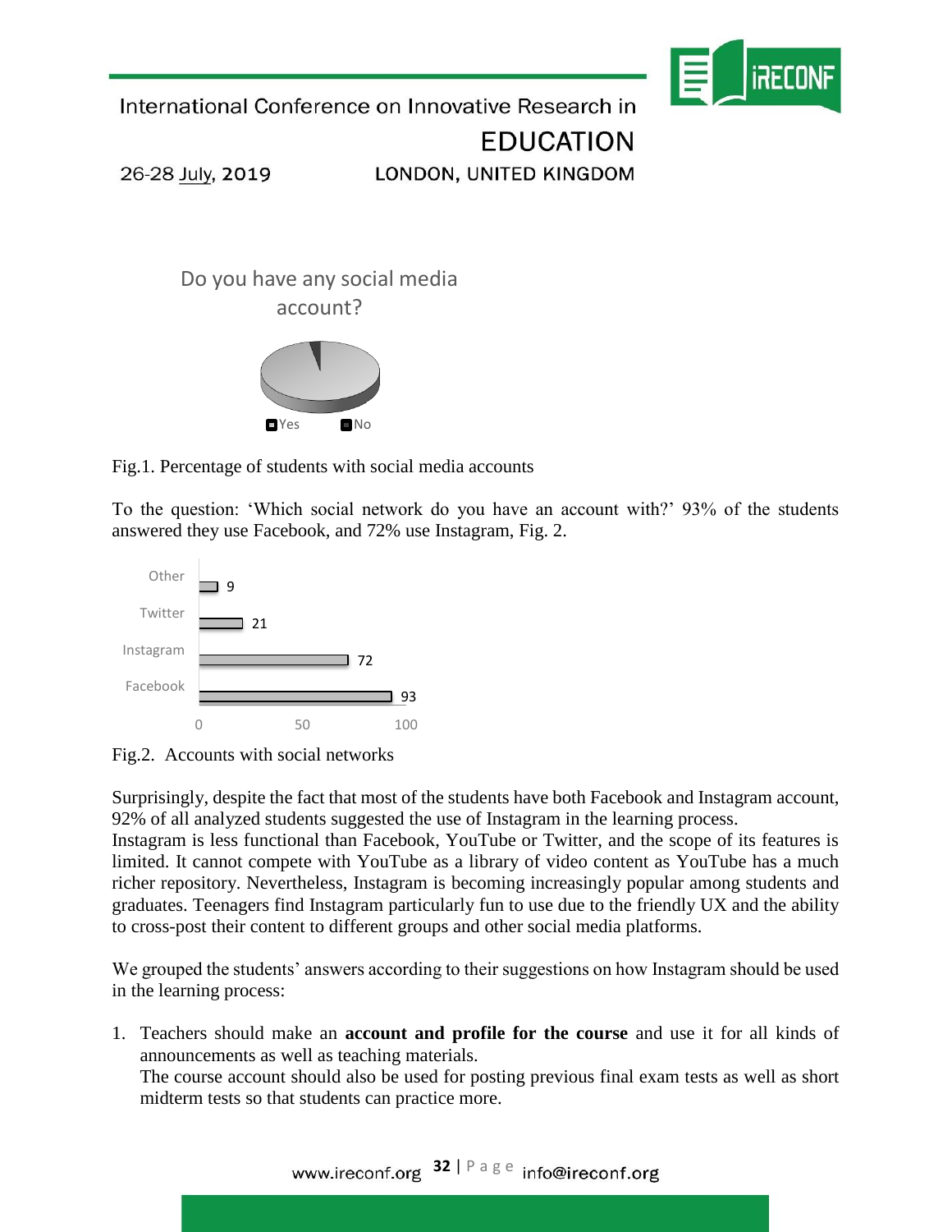Do you have any social media account?

Yes No

Fig.1. Percentage of students with social media accounts

To the question: 'Which social network do you have an account with?' 93% of the students answered they use Facebook, and 72% use Instagram, Fig. 2.

| Social network | Value |
|---|---|
| Other | 9 |
| Twitter | 21 |
| Instagram | 72 |
| Facebook | 93 |

Fig.2. Accounts with social networks

Surprisingly, despite the fact that most of the students have both Facebook and Instagram account, 92% of all analyzed students suggested the use of Instagram in the learning process.
Instagram is less functional than Facebook, YouTube or Twitter, and the scope of its features is limited. It cannot compete with YouTube as a library of video content as YouTube has a much richer repository. Nevertheless, Instagram is becoming increasingly popular among students and graduates. Teenagers find Instagram particularly fun to use due to the friendly UX and the ability to cross-post their content to different groups and other social media platforms.

We grouped the students' answers according to their suggestions on how Instagram should be used in the learning process:

1. Teachers should make an **account and profile for the course** and use it for all kinds of announcements as well as teaching materials.
   The course account should also be used for posting previous final exam tests as well as short midterm tests so that students can practice more.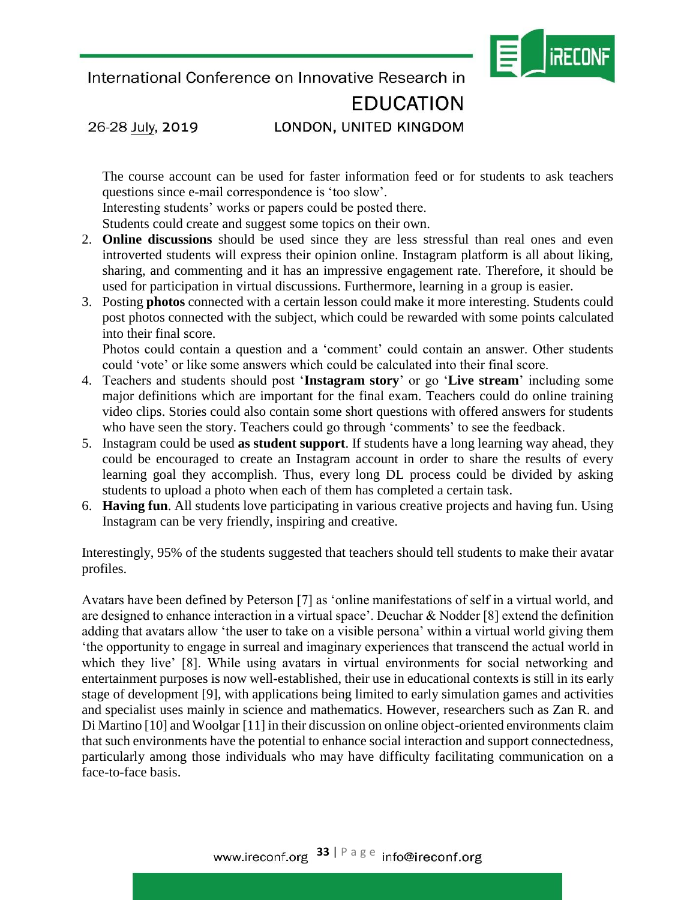The course account can be used for faster information feed or for students to ask teachers questions since e-mail correspondence is 'too slow'.
Interesting students' works or papers could be posted there.
Students could create and suggest some topics on their own.

2. **Online discussions** should be used since they are less stressful than real ones and even introverted students will express their opinion online. Instagram platform is all about liking, sharing, and commenting and it has an impressive engagement rate. Therefore, it should be used for participation in virtual discussions. Furthermore, learning in a group is easier.
3. Posting **photos** connected with a certain lesson could make it more interesting. Students could post photos connected with the subject, which could be rewarded with some points calculated into their final score.
   Photos could contain a question and a 'comment' could contain an answer. Other students could 'vote' or like some answers which could be calculated into their final score.
4. Teachers and students should post '**Instagram story**' or go '**Live stream**' including some major definitions which are important for the final exam. Teachers could do online training video clips. Stories could also contain some short questions with offered answers for students who have seen the story. Teachers could go through 'comments' to see the feedback.
5. Instagram could be used **as student support**. If students have a long learning way ahead, they could be encouraged to create an Instagram account in order to share the results of every learning goal they accomplish. Thus, every long DL process could be divided by asking students to upload a photo when each of them has completed a certain task.
6. **Having fun**. All students love participating in various creative projects and having fun. Using Instagram can be very friendly, inspiring and creative.

Interestingly, 95% of the students suggested that teachers should tell students to make their avatar profiles.

Avatars have been defined by Peterson [7] as 'online manifestations of self in a virtual world, and are designed to enhance interaction in a virtual space'. Deuchar & Nodder [8] extend the definition adding that avatars allow 'the user to take on a visible persona' within a virtual world giving them 'the opportunity to engage in surreal and imaginary experiences that transcend the actual world in which they live' [8]. While using avatars in virtual environments for social networking and entertainment purposes is now well-established, their use in educational contexts is still in its early stage of development [9], with applications being limited to early simulation games and activities and specialist uses mainly in science and mathematics. However, researchers such as Zan R. and Di Martino [10] and Woolgar [11] in their discussion on online object-oriented environments claim that such environments have the potential to enhance social interaction and support connectedness, particularly among those individuals who may have difficulty facilitating communication on a face-to-face basis.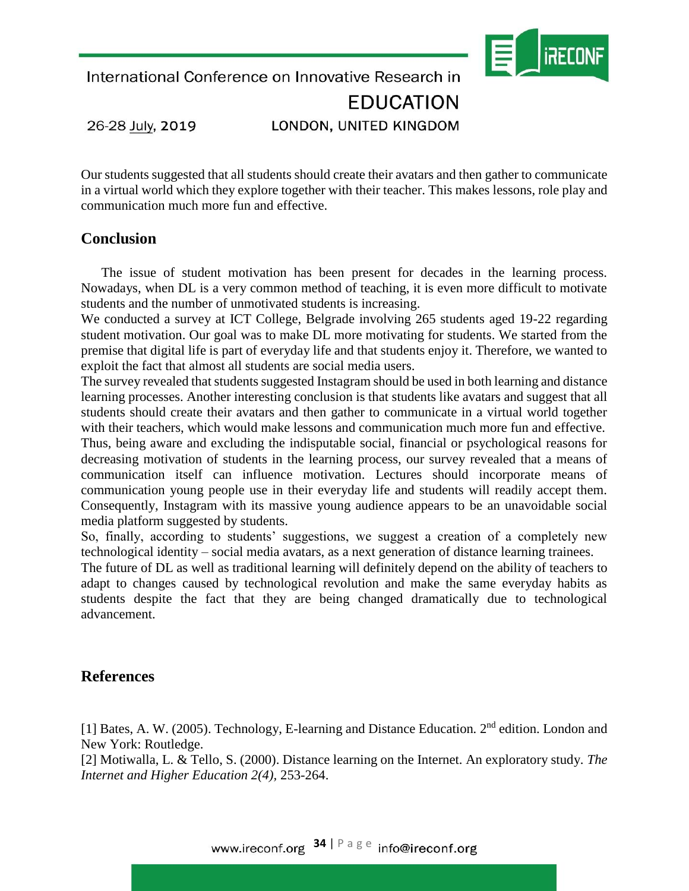Our students suggested that all students should create their avatars and then gather to communicate in a virtual world which they explore together with their teacher. This makes lessons, role play and communication much more fun and effective.

## Conclusion

The issue of student motivation has been present for decades in the learning process. Nowadays, when DL is a very common method of teaching, it is even more difficult to motivate students and the number of unmotivated students is increasing.

We conducted a survey at ICT College, Belgrade involving 265 students aged 19-22 regarding student motivation. Our goal was to make DL more motivating for students. We started from the premise that digital life is part of everyday life and that students enjoy it. Therefore, we wanted to exploit the fact that almost all students are social media users.

The survey revealed that students suggested Instagram should be used in both learning and distance learning processes. Another interesting conclusion is that students like avatars and suggest that all students should create their avatars and then gather to communicate in a virtual world together with their teachers, which would make lessons and communication much more fun and effective.

Thus, being aware and excluding the indisputable social, financial or psychological reasons for decreasing motivation of students in the learning process, our survey revealed that a means of communication itself can influence motivation. Lectures should incorporate means of communication young people use in their everyday life and students will readily accept them. Consequently, Instagram with its massive young audience appears to be an unavoidable social media platform suggested by students.

So, finally, according to students' suggestions, we suggest a creation of a completely new technological identity – social media avatars, as a next generation of distance learning trainees.

The future of DL as well as traditional learning will definitely depend on the ability of teachers to adapt to changes caused by technological revolution and make the same everyday habits as students despite the fact that they are being changed dramatically due to technological advancement.

## References

[1] Bates, A. W. (2005). Technology, E-learning and Distance Education. 2nd edition. London and New York: Routledge.

[2] Motiwalla, L. & Tello, S. (2000). Distance learning on the Internet. An exploratory study. *The Internet and Higher Education 2(4)*, 253-264.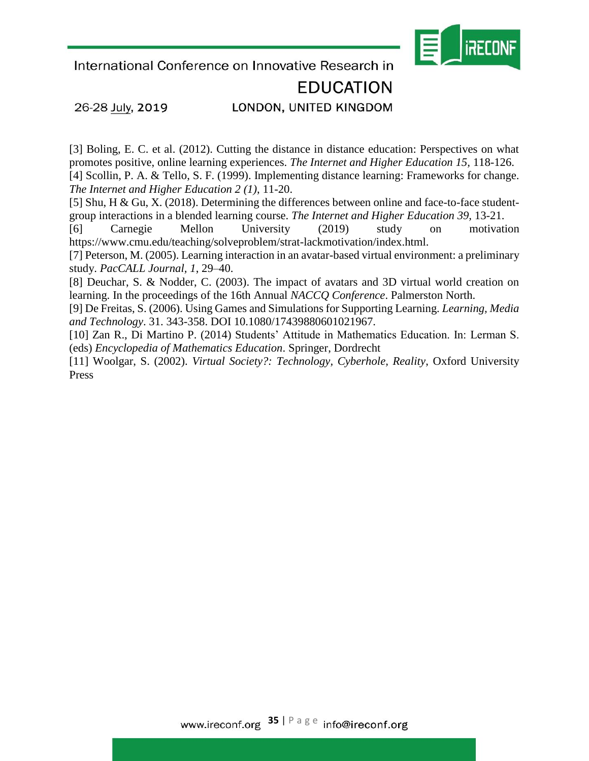[3] Boling, E. C. et al. (2012). Cutting the distance in distance education: Perspectives on what promotes positive, online learning experiences. *The Internet and Higher Education 15*, 118-126.

[4] Scollin, P. A. & Tello, S. F. (1999). Implementing distance learning: Frameworks for change. *The Internet and Higher Education 2 (1)*, 11-20.

[5] Shu, H & Gu, X. (2018). Determining the differences between online and face-to-face student-group interactions in a blended learning course. *The Internet and Higher Education 39*, 13-21.

[6] Carnegie Mellon University (2019) study on motivation https://www.cmu.edu/teaching/solveproblem/strat-lackmotivation/index.html.

[7] Peterson, M. (2005). Learning interaction in an avatar-based virtual environment: a preliminary study. *PacCALL Journal, 1*, 29–40.

[8] Deuchar, S. & Nodder, C. (2003). The impact of avatars and 3D virtual world creation on learning. In the proceedings of the 16th Annual *NACCQ Conference*. Palmerston North.

[9] De Freitas, S. (2006). Using Games and Simulations for Supporting Learning. *Learning, Media and Technology*. 31. 343-358. DOI 10.1080/17439880601021967.

[10] Zan R., Di Martino P. (2014) Students' Attitude in Mathematics Education. In: Lerman S. (eds) *Encyclopedia of Mathematics Education*. Springer, Dordrecht

[11] Woolgar, S. (2002). *Virtual Society?: Technology, Cyberhole, Reality*, Oxford University Press